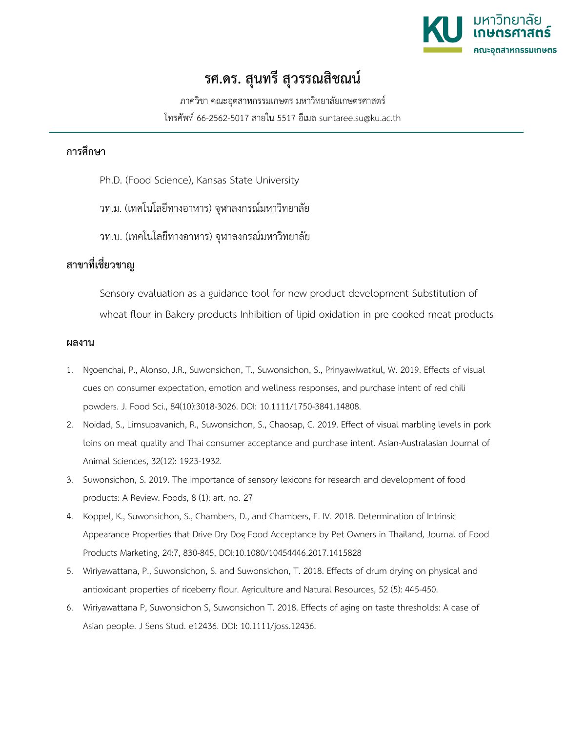มหาวิทยาลัยเกษตรศาสตร์
คณะอุตสาหกรรมเกษตร

# รศ.ดร. สุนทรี สุวรรณสิชณน์

ภาควิชา คณะอุตสาหกรรมเกษตร มหาวิทยาลัยเกษตรศาสตร์

โทรศัพท์ 66-2562-5017 สายใน 5517 อีเมล suntaree.su@ku.ac.th

## การศึกษา

Ph.D. (Food Science), Kansas State University

วท.ม. (เทคโนโลยีทางอาหาร) จุฬาลงกรณ์มหาวิทยาลัย

วท.บ. (เทคโนโลยีทางอาหาร) จุฬาลงกรณ์มหาวิทยาลัย

## สาขาที่เชี่ยวชาญ

Sensory evaluation as a guidance tool for new product development Substitution of wheat flour in Bakery products Inhibition of lipid oxidation in pre-cooked meat products

## ผลงาน

1. Ngoenchai, P., Alonso, J.R., Suwonsichon, T., Suwonsichon, S., Prinyawiwatkul, W. 2019. Effects of visual cues on consumer expectation, emotion and wellness responses, and purchase intent of red chili powders. J. Food Sci., 84(10):3018-3026. DOI: 10.1111/1750-3841.14808.
2. Noidad, S., Limsupavanich, R., Suwonsichon, S., Chaosap, C. 2019. Effect of visual marbling levels in pork loins on meat quality and Thai consumer acceptance and purchase intent. Asian-Australasian Journal of Animal Sciences, 32(12): 1923-1932.
3. Suwonsichon, S. 2019. The importance of sensory lexicons for research and development of food products: A Review. Foods, 8 (1): art. no. 27
4. Koppel, K., Suwonsichon, S., Chambers, D., and Chambers, E. IV. 2018. Determination of Intrinsic Appearance Properties that Drive Dry Dog Food Acceptance by Pet Owners in Thailand, Journal of Food Products Marketing, 24:7, 830-845, DOI:10.1080/10454446.2017.1415828
5. Wiriyawattana, P., Suwonsichon, S. and Suwonsichon, T. 2018. Effects of drum drying on physical and antioxidant properties of riceberry flour. Agriculture and Natural Resources, 52 (5): 445-450.
6. Wiriyawattana P, Suwonsichon S, Suwonsichon T. 2018. Effects of aging on taste thresholds: A case of Asian people. J Sens Stud. e12436. DOI: 10.1111/joss.12436.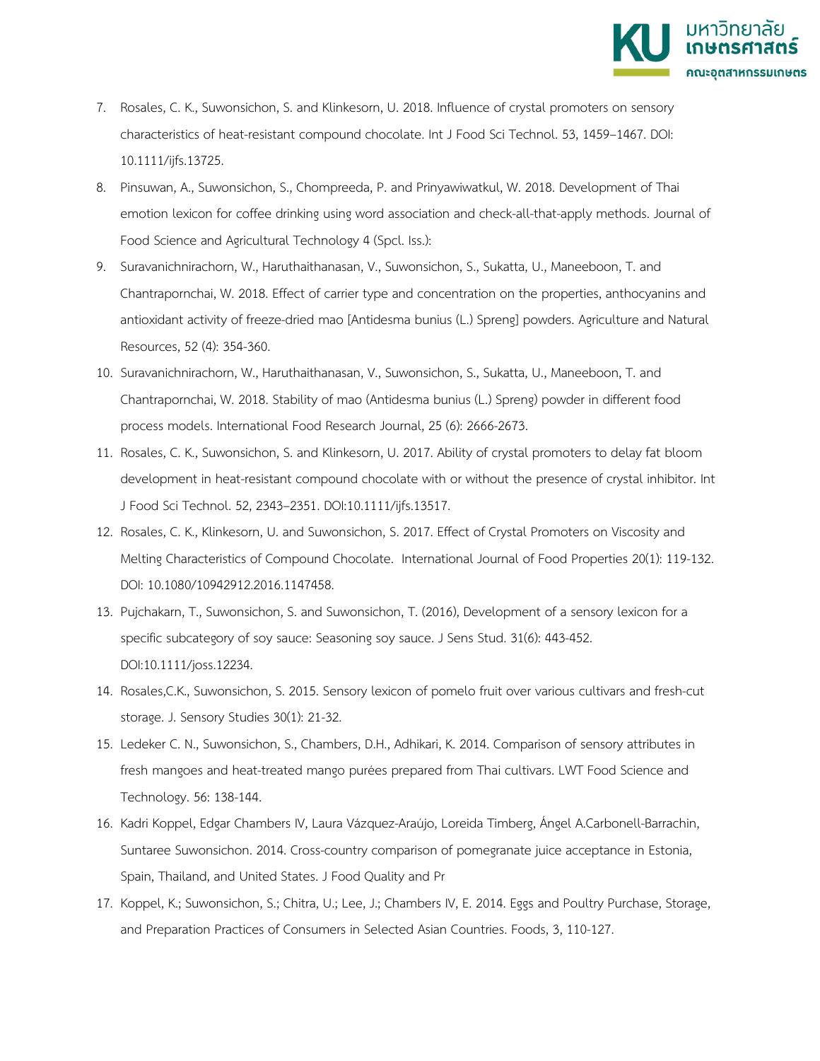7. Rosales, C. K., Suwonsichon, S. and Klinkesorn, U. 2018. Influence of crystal promoters on sensory characteristics of heat-resistant compound chocolate. Int J Food Sci Technol. 53, 1459–1467. DOI: 10.1111/ijfs.13725.
8. Pinsuwan, A., Suwonsichon, S., Chompreeda, P. and Prinyawiwatkul, W. 2018. Development of Thai emotion lexicon for coffee drinking using word association and check-all-that-apply methods. Journal of Food Science and Agricultural Technology 4 (Spcl. Iss.):
9. Suravanichnirachorn, W., Haruthaithanasan, V., Suwonsichon, S., Sukatta, U., Maneeboon, T. and Chantrapornchai, W. 2018. Effect of carrier type and concentration on the properties, anthocyanins and antioxidant activity of freeze-dried mao [Antidesma bunius (L.) Spreng] powders. Agriculture and Natural Resources, 52 (4): 354-360.
10. Suravanichnirachorn, W., Haruthaithanasan, V., Suwonsichon, S., Sukatta, U., Maneeboon, T. and Chantrapornchai, W. 2018. Stability of mao (Antidesma bunius (L.) Spreng) powder in different food process models. International Food Research Journal, 25 (6): 2666-2673.
11. Rosales, C. K., Suwonsichon, S. and Klinkesorn, U. 2017. Ability of crystal promoters to delay fat bloom development in heat-resistant compound chocolate with or without the presence of crystal inhibitor. Int J Food Sci Technol. 52, 2343–2351. DOI:10.1111/ijfs.13517.
12. Rosales, C. K., Klinkesorn, U. and Suwonsichon, S. 2017. Effect of Crystal Promoters on Viscosity and Melting Characteristics of Compound Chocolate. International Journal of Food Properties 20(1): 119-132. DOI: 10.1080/10942912.2016.1147458.
13. Pujchakarn, T., Suwonsichon, S. and Suwonsichon, T. (2016), Development of a sensory lexicon for a specific subcategory of soy sauce: Seasoning soy sauce. J Sens Stud. 31(6): 443-452. DOI:10.1111/joss.12234.
14. Rosales,C.K., Suwonsichon, S. 2015. Sensory lexicon of pomelo fruit over various cultivars and fresh-cut storage. J. Sensory Studies 30(1): 21-32.
15. Ledeker C. N., Suwonsichon, S., Chambers, D.H., Adhikari, K. 2014. Comparison of sensory attributes in fresh mangoes and heat-treated mango purées prepared from Thai cultivars. LWT Food Science and Technology. 56: 138-144.
16. Kadri Koppel, Edgar Chambers IV, Laura Vázquez-Araújo, Loreida Timberg, Ángel A.Carbonell-Barrachin, Suntaree Suwonsichon. 2014. Cross-country comparison of pomegranate juice acceptance in Estonia, Spain, Thailand, and United States. J Food Quality and Pr
17. Koppel, K.; Suwonsichon, S.; Chitra, U.; Lee, J.; Chambers IV, E. 2014. Eggs and Poultry Purchase, Storage, and Preparation Practices of Consumers in Selected Asian Countries. Foods, 3, 110-127.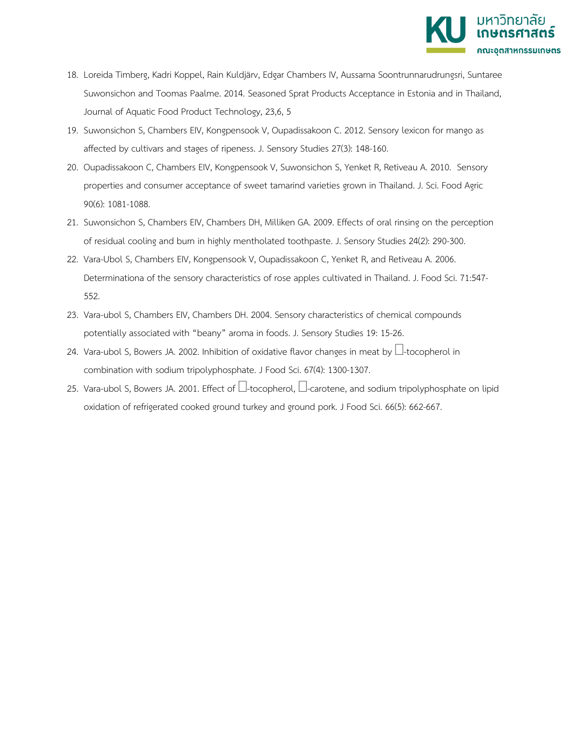18. Loreida Timberg, Kadri Koppel, Rain Kuldjärv, Edgar Chambers IV, Aussama Soontrunnarudrungsri, Suntaree Suwonsichon and Toomas Paalme. 2014. Seasoned Sprat Products Acceptance in Estonia and in Thailand, Journal of Aquatic Food Product Technology, 23,6, 5
19. Suwonsichon S, Chambers EIV, Kongpensook V, Oupadissakoon C. 2012. Sensory lexicon for mango as affected by cultivars and stages of ripeness. J. Sensory Studies 27(3): 148-160.
20. Oupadissakoon C, Chambers EIV, Kongpensook V, Suwonsichon S, Yenket R, Retiveau A. 2010. Sensory properties and consumer acceptance of sweet tamarind varieties grown in Thailand. J. Sci. Food Agric 90(6): 1081-1088.
21. Suwonsichon S, Chambers EIV, Chambers DH, Milliken GA. 2009. Effects of oral rinsing on the perception of residual cooling and burn in highly mentholated toothpaste. J. Sensory Studies 24(2): 290-300.
22. Vara-Ubol S, Chambers EIV, Kongpensook V, Oupadissakoon C, Yenket R, and Retiveau A. 2006. Determinationa of the sensory characteristics of rose apples cultivated in Thailand. J. Food Sci. 71:547-552.
23. Vara-ubol S, Chambers EIV, Chambers DH. 2004. Sensory characteristics of chemical compounds potentially associated with "beany" aroma in foods. J. Sensory Studies 19: 15-26.
24. Vara-ubol S, Bowers JA. 2002. Inhibition of oxidative flavor changes in meat by □-tocopherol in combination with sodium tripolyphosphate. J Food Sci. 67(4): 1300-1307.
25. Vara-ubol S, Bowers JA. 2001. Effect of □-tocopherol, □-carotene, and sodium tripolyphosphate on lipid oxidation of refrigerated cooked ground turkey and ground pork. J Food Sci. 66(5): 662-667.